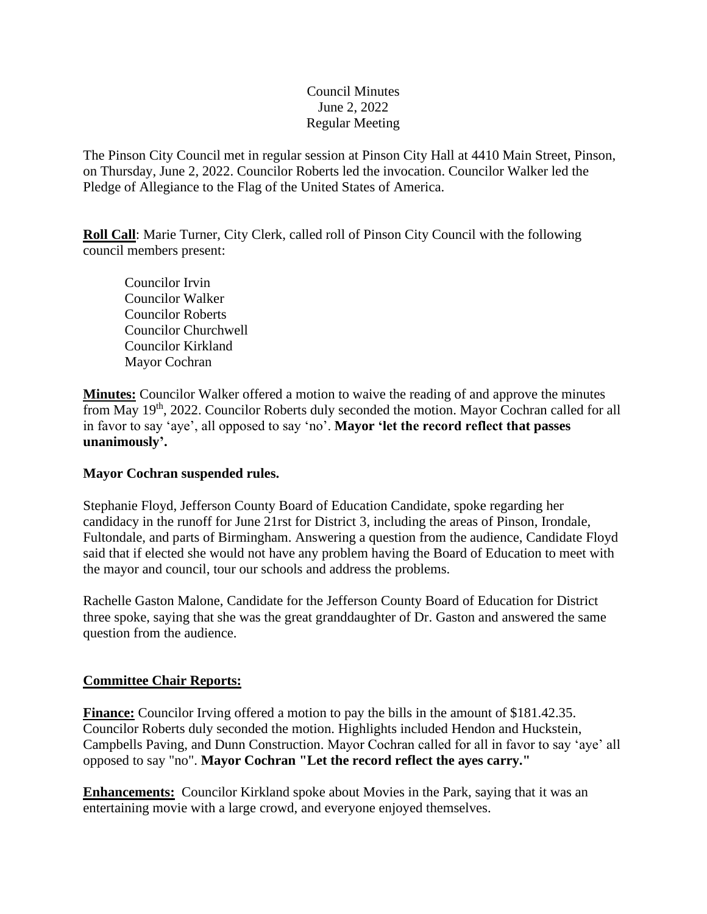Council Minutes
June 2, 2022
Regular Meeting

The Pinson City Council met in regular session at Pinson City Hall at 4410 Main Street, Pinson, on Thursday, June 2, 2022. Councilor Roberts led the invocation. Councilor Walker led the Pledge of Allegiance to the Flag of the United States of America.

**Roll Call**: Marie Turner, City Clerk, called roll of Pinson City Council with the following council members present:

- Councilor Irvin
- Councilor Walker
- Councilor Roberts
- Councilor Churchwell
- Councilor Kirkland
- Mayor Cochran

**Minutes:** Councilor Walker offered a motion to waive the reading of and approve the minutes from May 19th, 2022. Councilor Roberts duly seconded the motion. Mayor Cochran called for all in favor to say 'aye', all opposed to say 'no'. **Mayor 'let the record reflect that passes unanimously'.**

**Mayor Cochran suspended rules.**

Stephanie Floyd, Jefferson County Board of Education Candidate, spoke regarding her candidacy in the runoff for June 21rst for District 3, including the areas of Pinson, Irondale, Fultondale, and parts of Birmingham. Answering a question from the audience, Candidate Floyd said that if elected she would not have any problem having the Board of Education to meet with the mayor and council, tour our schools and address the problems.

Rachelle Gaston Malone, Candidate for the Jefferson County Board of Education for District three spoke, saying that she was the great granddaughter of Dr. Gaston and answered the same question from the audience.

**Committee Chair Reports:**

**Finance:** Councilor Irving offered a motion to pay the bills in the amount of $181.42.35. Councilor Roberts duly seconded the motion. Highlights included Hendon and Huckstein, Campbells Paving, and Dunn Construction. Mayor Cochran called for all in favor to say 'aye' all opposed to say "no". **Mayor Cochran "Let the record reflect the ayes carry."**

**Enhancements:** Councilor Kirkland spoke about Movies in the Park, saying that it was an entertaining movie with a large crowd, and everyone enjoyed themselves.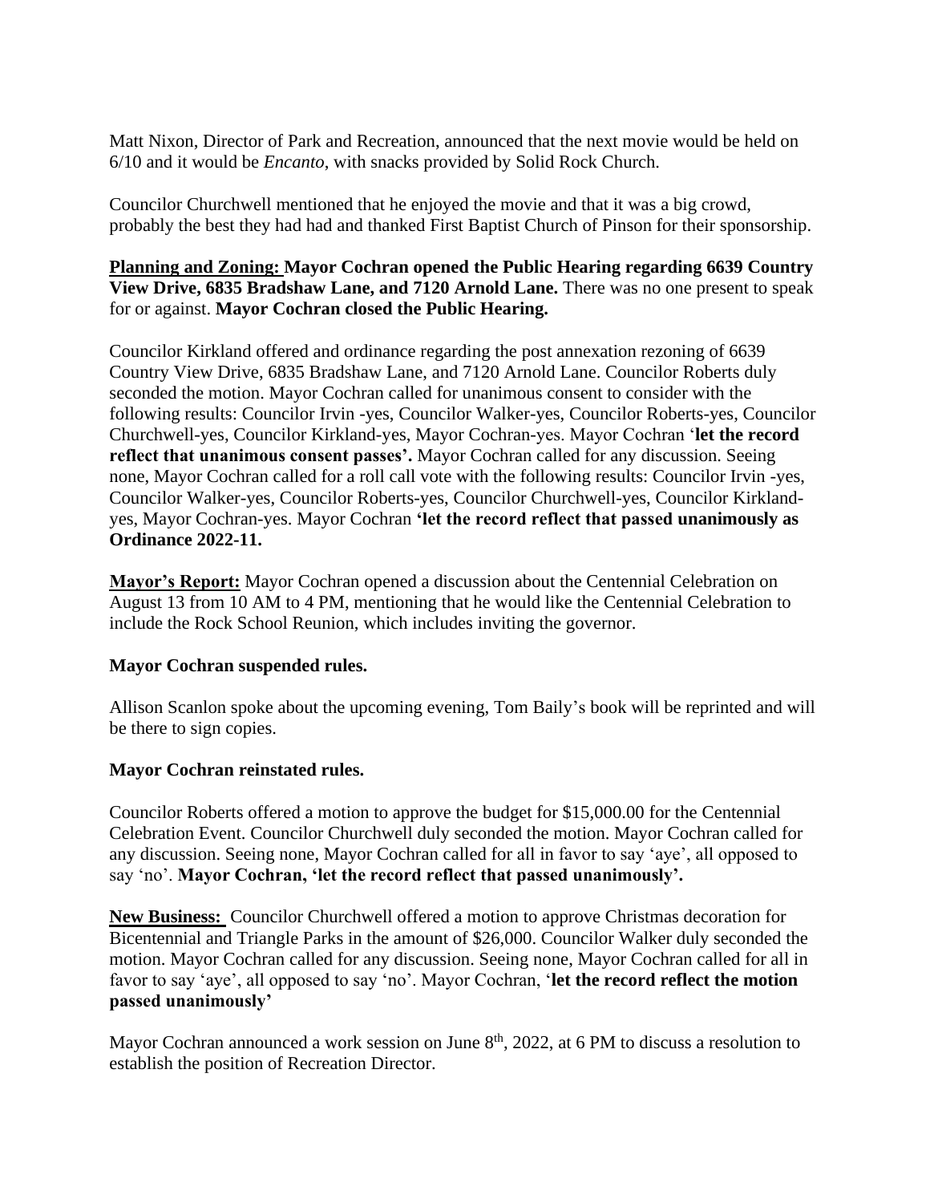Matt Nixon, Director of Park and Recreation, announced that the next movie would be held on 6/10 and it would be *Encanto*, with snacks provided by Solid Rock Church.

Councilor Churchwell mentioned that he enjoyed the movie and that it was a big crowd, probably the best they had had and thanked First Baptist Church of Pinson for their sponsorship.

**Planning and Zoning: Mayor Cochran opened the Public Hearing regarding 6639 Country View Drive, 6835 Bradshaw Lane, and 7120 Arnold Lane.** There was no one present to speak for or against. **Mayor Cochran closed the Public Hearing.**

Councilor Kirkland offered and ordinance regarding the post annexation rezoning of 6639 Country View Drive, 6835 Bradshaw Lane, and 7120 Arnold Lane. Councilor Roberts duly seconded the motion. Mayor Cochran called for unanimous consent to consider with the following results: Councilor Irvin -yes, Councilor Walker-yes, Councilor Roberts-yes, Councilor Churchwell-yes, Councilor Kirkland-yes, Mayor Cochran-yes. Mayor Cochran '**let the record reflect that unanimous consent passes'.** Mayor Cochran called for any discussion. Seeing none, Mayor Cochran called for a roll call vote with the following results: Councilor Irvin -yes, Councilor Walker-yes, Councilor Roberts-yes, Councilor Churchwell-yes, Councilor Kirkland-yes, Mayor Cochran-yes. Mayor Cochran **'let the record reflect that passed unanimously as Ordinance 2022-11.**

**Mayor's Report:** Mayor Cochran opened a discussion about the Centennial Celebration on August 13 from 10 AM to 4 PM, mentioning that he would like the Centennial Celebration to include the Rock School Reunion, which includes inviting the governor.

**Mayor Cochran suspended rules.**

Allison Scanlon spoke about the upcoming evening, Tom Baily's book will be reprinted and will be there to sign copies.

**Mayor Cochran reinstated rules.**

Councilor Roberts offered a motion to approve the budget for $15,000.00 for the Centennial Celebration Event. Councilor Churchwell duly seconded the motion. Mayor Cochran called for any discussion. Seeing none, Mayor Cochran called for all in favor to say 'aye', all opposed to say 'no'. **Mayor Cochran, 'let the record reflect that passed unanimously'.**

**New Business:** Councilor Churchwell offered a motion to approve Christmas decoration for Bicentennial and Triangle Parks in the amount of $26,000. Councilor Walker duly seconded the motion. Mayor Cochran called for any discussion. Seeing none, Mayor Cochran called for all in favor to say 'aye', all opposed to say 'no'. Mayor Cochran, '**let the record reflect the motion passed unanimously'**

Mayor Cochran announced a work session on June 8th, 2022, at 6 PM to discuss a resolution to establish the position of Recreation Director.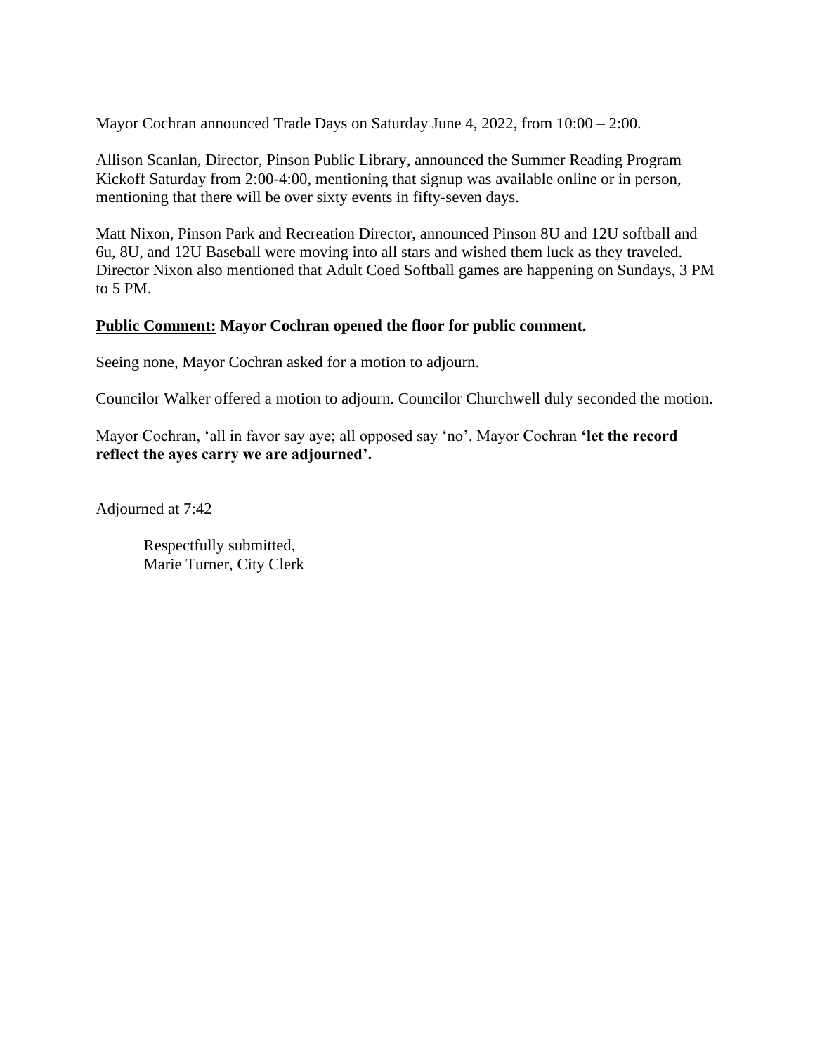Mayor Cochran announced Trade Days on Saturday June 4, 2022, from 10:00 – 2:00.

Allison Scanlan, Director, Pinson Public Library, announced the Summer Reading Program Kickoff Saturday from 2:00-4:00, mentioning that signup was available online or in person, mentioning that there will be over sixty events in fifty-seven days.

Matt Nixon, Pinson Park and Recreation Director, announced Pinson 8U and 12U softball and 6u, 8U, and 12U Baseball were moving into all stars and wished them luck as they traveled. Director Nixon also mentioned that Adult Coed Softball games are happening on Sundays, 3 PM to 5 PM.

**<u>Public Comment:</u> Mayor Cochran opened the floor for public comment.**

Seeing none, Mayor Cochran asked for a motion to adjourn.

Councilor Walker offered a motion to adjourn. Councilor Churchwell duly seconded the motion.

Mayor Cochran, 'all in favor say aye; all opposed say 'no'. Mayor Cochran **'let the record reflect the ayes carry we are adjourned'.**

Adjourned at 7:42

Respectfully submitted,
Marie Turner, City Clerk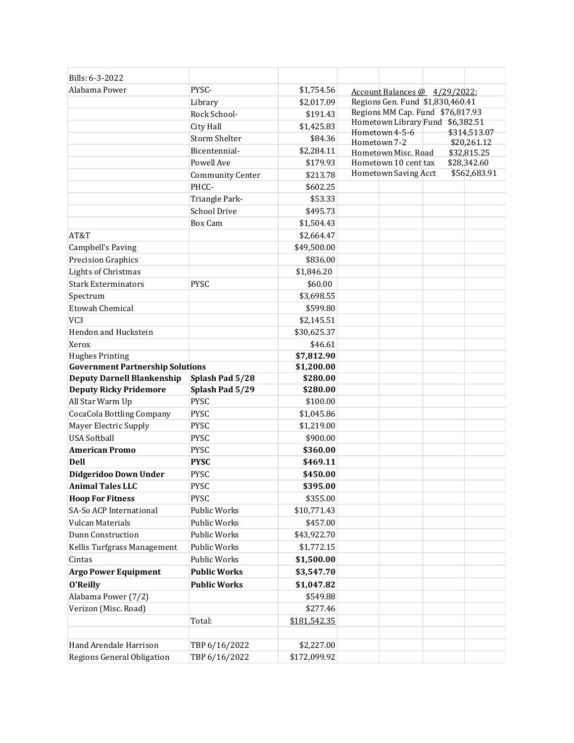| | | | | | | | |
|---|---|---|---|---|---|---|---|
| Bills: 6-3-2022 | | | | | | | |
| Alabama Power | PYSC- | $1,754.56 | Account Balances @ 4/29/2022: | | | | |
| | Library | $2,017.09 | Regions Gen. Fund $1,830,460.41 | | | | |
| | Rock School- | $191.43 | Regions MM Cap. Fund $76,817.93 | | | | |
| | City Hall | $1,425.83 | Hometown Library Fund $6,382.51 | | | | |
| | Storm Shelter | $84.36 | Hometown 4-5-6 | | | $314,513.07 | |
| | Bicentennial- | $2,284.11 | Hometown 7-2 | | | $20,261.12 | |
| | Powell Ave | $179.93 | Hometown Misc. Road | | | $32,815.25 | |
| | Community Center | $213.78 | Hometown 10 cent tax | | | $28,342.60 | |
| | PHCC- | $602.25 | Hometown Saving Acct | | | $562,683.91 | |
| | Triangle Park- | $53.33 | | | | | |
| | School Drive | $495.73 | | | | | |
| | Box Cam | $1,504.43 | | | | | |
| AT&T | | $2,664.47 | | | | | |
| Campbell's Paving | | $49,500.00 | | | | | |
| Precision Graphics | | $836.00 | | | | | |
| Lights of Christmas | | $1,846.20 | | | | | |
| Stark Exterminators | PYSC | $60.00 | | | | | |
| Spectrum | | $3,698.55 | | | | | |
| Etowah Chemical | | $599.80 | | | | | |
| VC3 | | $2,145.51 | | | | | |
| Hendon and Huckstein | | $30,625.37 | | | | | |
| Xerox | | $46.61 | | | | | |
| Hughes Printing | | **$7,812.90** | | | | | |
| **Government Partnership Solutions** | | **$1,200.00** | | | | | |
| **Deputy Darnell Blankenship** | **Splash Pad 5/28** | **$280.00** | | | | | |
| **Deputy Ricky Pridemore** | **Splash Pad 5/29** | **$280.00** | | | | | |
| All Star Warm Up | PYSC | $100.00 | | | | | |
| CocaCola Bottling Company | PYSC | $1,045.86 | | | | | |
| Mayer Electric Supply | PYSC | $1,219.00 | | | | | |
| USA Softball | PYSC | $900.00 | | | | | |
| **American Promo** | PYSC | **$360.00** | | | | | |
| **Dell** | **PYSC** | **$469.11** | | | | | |
| **Didgeridoo Down Under** | PYSC | **$450.00** | | | | | |
| **Animal Tales LLC** | PYSC | **$395.00** | | | | | |
| **Hoop For Fitness** | PYSC | $355.00 | | | | | |
| SA-So ACP International | Public Works | $10,771.43 | | | | | |
| Vulcan Materials | Public Works | $457.00 | | | | | |
| Dunn Construction | Public Works | $43,922.70 | | | | | |
| Kellis Turfgrass Management | Public Works | $1,772.15 | | | | | |
| Cintas | Public Works | **$1,500.00** | | | | | |
| **Argo Power Equipment** | **Public Works** | **$3,547.70** | | | | | |
| **O'Reilly** | **Public Works** | **$1,047.82** | | | | | |
| Alabama Power (7/2) | | $549.88 | | | | | |
| Verizon (Misc. Road) | | $277.46 | | | | | |
| | Total: | $181,542.35 | | | | | |
| | | | | | | | |
| Hand Arendale Harrison | TBP 6/16/2022 | $2,227.00 | | | | | |
| Regions General Obligation | TBP 6/16/2022 | $172,099.92 | | | | | |